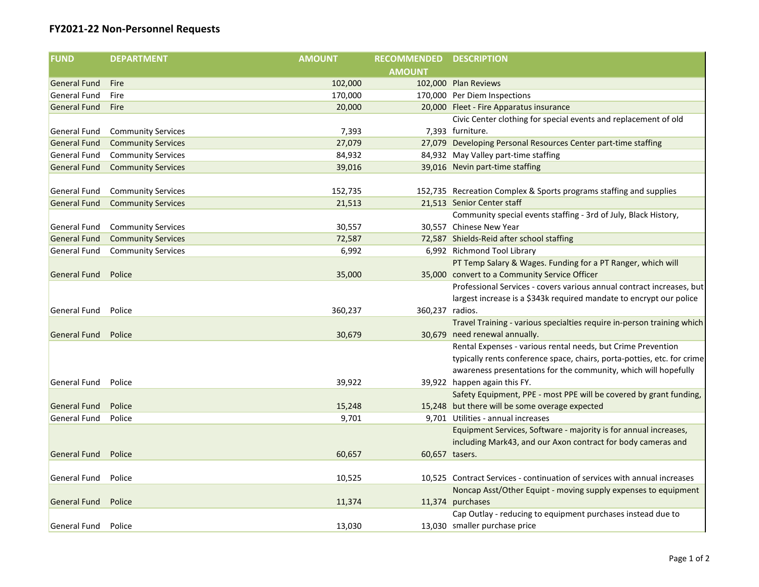# FY2021-22 Non-Personnel Requests

| FUND | DEPARTMENT | AMOUNT | RECOMMENDED AMOUNT | DESCRIPTION |
|---|---|---|---|---|
| General Fund | Fire | 102,000 | 102,000 | Plan Reviews |
| General Fund | Fire | 170,000 | 170,000 | Per Diem Inspections |
| General Fund | Fire | 20,000 | 20,000 | Fleet - Fire Apparatus insurance |
| General Fund | Community Services | 7,393 | 7,393 | Civic Center clothing for special events and replacement of old furniture. |
| General Fund | Community Services | 27,079 | 27,079 | Developing Personal Resources Center part-time staffing |
| General Fund | Community Services | 84,932 | 84,932 | May Valley part-time staffing |
| General Fund | Community Services | 39,016 | 39,016 | Nevin part-time staffing |
| General Fund | Community Services | 152,735 | 152,735 | Recreation Complex & Sports programs staffing and supplies |
| General Fund | Community Services | 21,513 | 21,513 | Senior Center staff |
| General Fund | Community Services | 30,557 | 30,557 | Community special events staffing - 3rd of July, Black History, Chinese New Year |
| General Fund | Community Services | 72,587 | 72,587 | Shields-Reid after school staffing |
| General Fund | Community Services | 6,992 | 6,992 | Richmond Tool Library |
| General Fund | Police | 35,000 | 35,000 | PT Temp Salary & Wages. Funding for a PT Ranger, which will convert to a Community Service Officer |
| General Fund | Police | 360,237 | 360,237 | Professional Services - covers various annual contract increases, but largest increase is a $343k required mandate to encrypt our police radios. |
| General Fund | Police | 30,679 | 30,679 | Travel Training - various specialties require in-person training which need renewal annually. |
| General Fund | Police | 39,922 | 39,922 | Rental Expenses - various rental needs, but Crime Prevention typically rents conference space, chairs, porta-potties, etc. for crime awareness presentations for the community, which will hopefully happen again this FY. |
| General Fund | Police | 15,248 | 15,248 | Safety Equipment, PPE - most PPE will be covered by grant funding, but there will be some overage expected |
| General Fund | Police | 9,701 | 9,701 | Utilities - annual increases |
| General Fund | Police | 60,657 | 60,657 | Equipment Services, Software - majority is for annual increases, including Mark43, and our Axon contract for body cameras and tasers. |
| General Fund | Police | 10,525 | 10,525 | Contract Services - continuation of services with annual increases |
| General Fund | Police | 11,374 | 11,374 | Noncap Asst/Other Equipt - moving supply expenses to equipment purchases |
| General Fund | Police | 13,030 | 13,030 | Cap Outlay - reducing to equipment purchases instead due to smaller purchase price |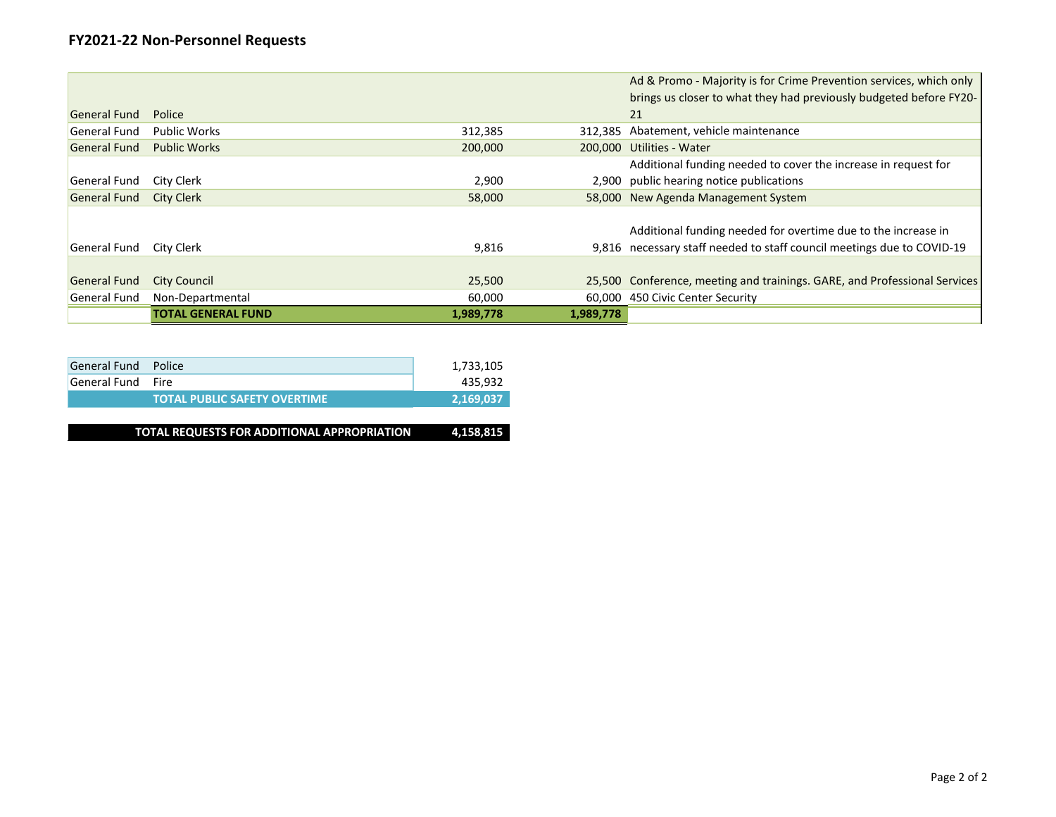## FY2021-22 Non-Personnel Requests

| | | | | |
|---|---|---|---|---|
| General Fund | Police | | | Ad & Promo - Majority is for Crime Prevention services, which only brings us closer to what they had previously budgeted before FY20-21 |
| General Fund | Public Works | 312,385 | 312,385 | Abatement, vehicle maintenance |
| General Fund | Public Works | 200,000 | 200,000 | Utilities - Water |
| General Fund | City Clerk | 2,900 | 2,900 | Additional funding needed to cover the increase in request for public hearing notice publications |
| General Fund | City Clerk | 58,000 | 58,000 | New Agenda Management System |
| General Fund | City Clerk | 9,816 | 9,816 | Additional funding needed for overtime due to the increase in necessary staff needed to staff council meetings due to COVID-19 |
| General Fund | City Council | 25,500 | 25,500 | Conference, meeting and trainings. GARE, and Professional Services |
| General Fund | Non-Departmental | 60,000 | 60,000 | 450 Civic Center Security |
| | **TOTAL GENERAL FUND** | **1,989,778** | **1,989,778** | |

| | | |
|---|---|---|
| General Fund | Police | 1,733,105 |
| General Fund | Fire | 435,932 |
| | **TOTAL PUBLIC SAFETY OVERTIME** | **2,169,037** |

| | |
|---|---|
| **TOTAL REQUESTS FOR ADDITIONAL APPROPRIATION** | **4,158,815** |